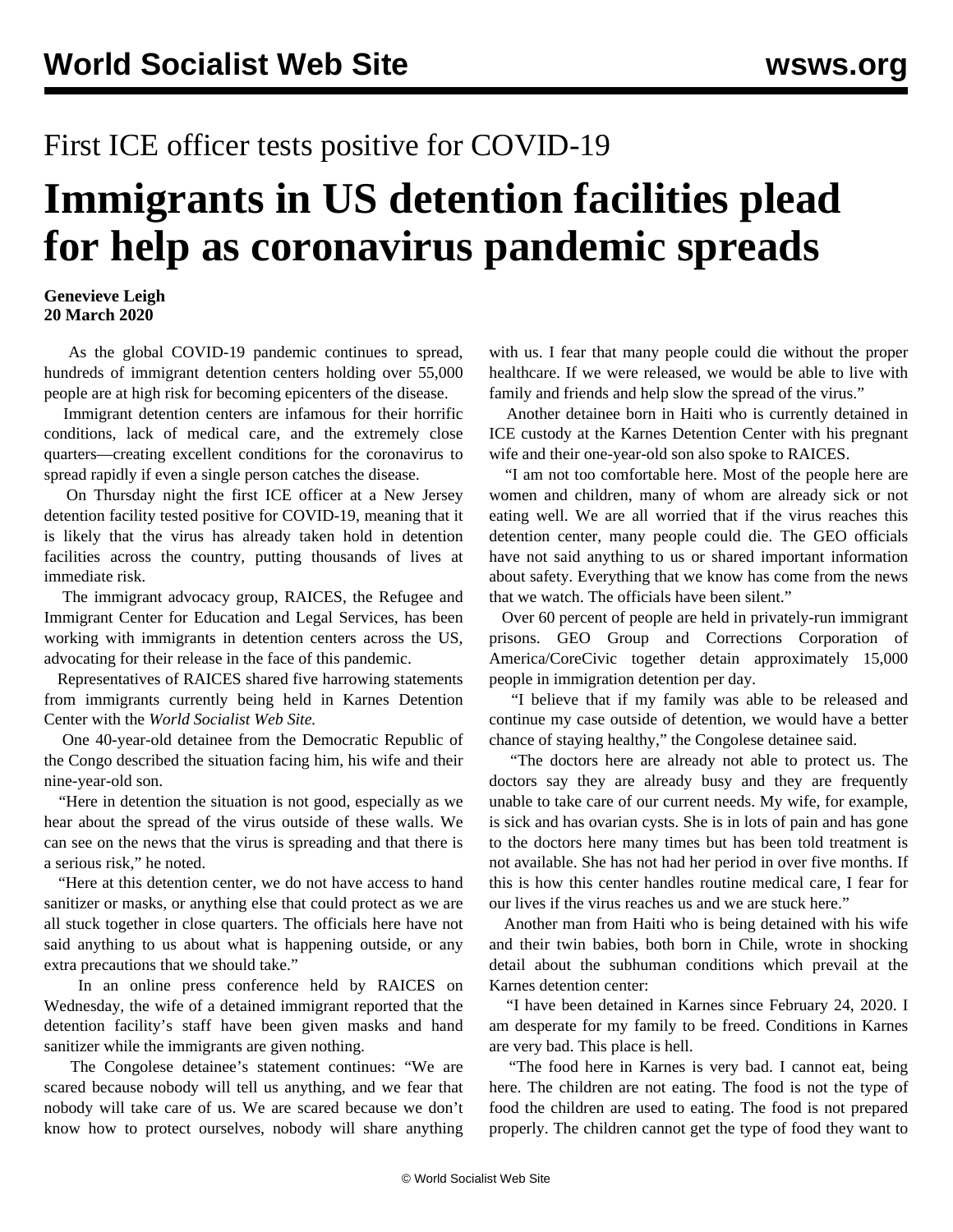First ICE officer tests positive for COVID-19

# Immigrants in US detention facilities plead for help as coronavirus pandemic spreads

**Genevieve Leigh**
**20 March 2020**

As the global COVID-19 pandemic continues to spread, hundreds of immigrant detention centers holding over 55,000 people are at high risk for becoming epicenters of the disease.

Immigrant detention centers are infamous for their horrific conditions, lack of medical care, and the extremely close quarters—creating excellent conditions for the coronavirus to spread rapidly if even a single person catches the disease.

On Thursday night the first ICE officer at a New Jersey detention facility tested positive for COVID-19, meaning that it is likely that the virus has already taken hold in detention facilities across the country, putting thousands of lives at immediate risk.

The immigrant advocacy group, RAICES, the Refugee and Immigrant Center for Education and Legal Services, has been working with immigrants in detention centers across the US, advocating for their release in the face of this pandemic.

Representatives of RAICES shared five harrowing statements from immigrants currently being held in Karnes Detention Center with the *World Socialist Web Site.*

One 40-year-old detainee from the Democratic Republic of the Congo described the situation facing him, his wife and their nine-year-old son.

"Here in detention the situation is not good, especially as we hear about the spread of the virus outside of these walls. We can see on the news that the virus is spreading and that there is a serious risk," he noted.

"Here at this detention center, we do not have access to hand sanitizer or masks, or anything else that could protect as we are all stuck together in close quarters. The officials here have not said anything to us about what is happening outside, or any extra precautions that we should take."

In an online press conference held by RAICES on Wednesday, the wife of a detained immigrant reported that the detention facility's staff have been given masks and hand sanitizer while the immigrants are given nothing.

The Congolese detainee's statement continues: "We are scared because nobody will tell us anything, and we fear that nobody will take care of us. We are scared because we don't know how to protect ourselves, nobody will share anything with us. I fear that many people could die without the proper healthcare. If we were released, we would be able to live with family and friends and help slow the spread of the virus."

Another detainee born in Haiti who is currently detained in ICE custody at the Karnes Detention Center with his pregnant wife and their one-year-old son also spoke to RAICES.

"I am not too comfortable here. Most of the people here are women and children, many of whom are already sick or not eating well. We are all worried that if the virus reaches this detention center, many people could die. The GEO officials have not said anything to us or shared important information about safety. Everything that we know has come from the news that we watch. The officials have been silent."

Over 60 percent of people are held in privately-run immigrant prisons. GEO Group and Corrections Corporation of America/CoreCivic together detain approximately 15,000 people in immigration detention per day.

"I believe that if my family was able to be released and continue my case outside of detention, we would have a better chance of staying healthy," the Congolese detainee said.

"The doctors here are already not able to protect us. The doctors say they are already busy and they are frequently unable to take care of our current needs. My wife, for example, is sick and has ovarian cysts. She is in lots of pain and has gone to the doctors here many times but has been told treatment is not available. She has not had her period in over five months. If this is how this center handles routine medical care, I fear for our lives if the virus reaches us and we are stuck here."

Another man from Haiti who is being detained with his wife and their twin babies, both born in Chile, wrote in shocking detail about the subhuman conditions which prevail at the Karnes detention center:

"I have been detained in Karnes since February 24, 2020. I am desperate for my family to be freed. Conditions in Karnes are very bad. This place is hell.

"The food here in Karnes is very bad. I cannot eat, being here. The children are not eating. The food is not the type of food the children are used to eating. The food is not prepared properly. The children cannot get the type of food they want to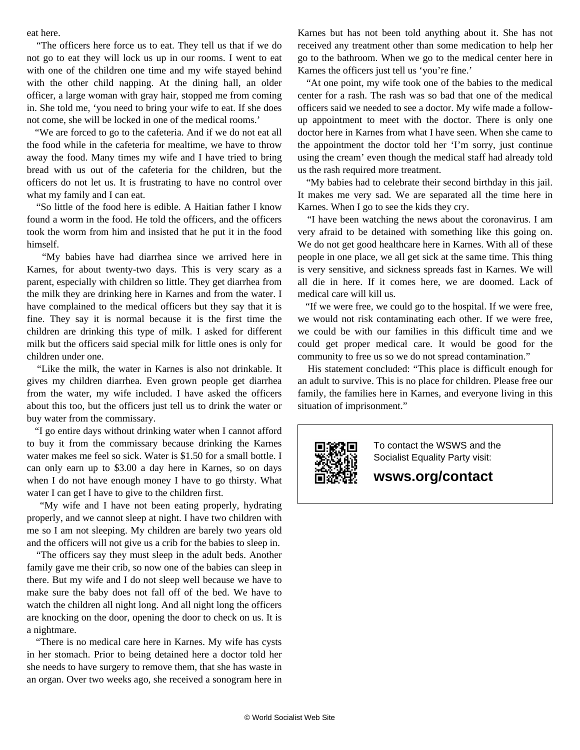eat here.

"The officers here force us to eat. They tell us that if we do not go to eat they will lock us up in our rooms. I went to eat with one of the children one time and my wife stayed behind with the other child napping. At the dining hall, an older officer, a large woman with gray hair, stopped me from coming in. She told me, 'you need to bring your wife to eat. If she does not come, she will be locked in one of the medical rooms.'

"We are forced to go to the cafeteria. And if we do not eat all the food while in the cafeteria for mealtime, we have to throw away the food. Many times my wife and I have tried to bring bread with us out of the cafeteria for the children, but the officers do not let us. It is frustrating to have no control over what my family and I can eat.

"So little of the food here is edible. A Haitian father I know found a worm in the food. He told the officers, and the officers took the worm from him and insisted that he put it in the food himself.

"My babies have had diarrhea since we arrived here in Karnes, for about twenty-two days. This is very scary as a parent, especially with children so little. They get diarrhea from the milk they are drinking here in Karnes and from the water. I have complained to the medical officers but they say that it is fine. They say it is normal because it is the first time the children are drinking this type of milk. I asked for different milk but the officers said special milk for little ones is only for children under one.

"Like the milk, the water in Karnes is also not drinkable. It gives my children diarrhea. Even grown people get diarrhea from the water, my wife included. I have asked the officers about this too, but the officers just tell us to drink the water or buy water from the commissary.

"I go entire days without drinking water when I cannot afford to buy it from the commissary because drinking the Karnes water makes me feel so sick. Water is $1.50 for a small bottle. I can only earn up to $3.00 a day here in Karnes, so on days when I do not have enough money I have to go thirsty. What water I can get I have to give to the children first.

"My wife and I have not been eating properly, hydrating properly, and we cannot sleep at night. I have two children with me so I am not sleeping. My children are barely two years old and the officers will not give us a crib for the babies to sleep in.

"The officers say they must sleep in the adult beds. Another family gave me their crib, so now one of the babies can sleep in there. But my wife and I do not sleep well because we have to make sure the baby does not fall off of the bed. We have to watch the children all night long. And all night long the officers are knocking on the door, opening the door to check on us. It is a nightmare.

"There is no medical care here in Karnes. My wife has cysts in her stomach. Prior to being detained here a doctor told her she needs to have surgery to remove them, that she has waste in an organ. Over two weeks ago, she received a sonogram here in Karnes but has not been told anything about it. She has not received any treatment other than some medication to help her go to the bathroom. When we go to the medical center here in Karnes the officers just tell us 'you're fine.'

"At one point, my wife took one of the babies to the medical center for a rash. The rash was so bad that one of the medical officers said we needed to see a doctor. My wife made a follow-up appointment to meet with the doctor. There is only one doctor here in Karnes from what I have seen. When she came to the appointment the doctor told her 'I'm sorry, just continue using the cream' even though the medical staff had already told us the rash required more treatment.

"My babies had to celebrate their second birthday in this jail. It makes me very sad. We are separated all the time here in Karnes. When I go to see the kids they cry.

"I have been watching the news about the coronavirus. I am very afraid to be detained with something like this going on. We do not get good healthcare here in Karnes. With all of these people in one place, we all get sick at the same time. This thing is very sensitive, and sickness spreads fast in Karnes. We will all die in here. If it comes here, we are doomed. Lack of medical care will kill us.

"If we were free, we could go to the hospital. If we were free, we would not risk contaminating each other. If we were free, we could be with our families in this difficult time and we could get proper medical care. It would be good for the community to free us so we do not spread contamination."

His statement concluded: "This place is difficult enough for an adult to survive. This is no place for children. Please free our family, the families here in Karnes, and everyone living in this situation of imprisonment."

To contact the WSWS and the Socialist Equality Party visit:

**wsws.org/contact**